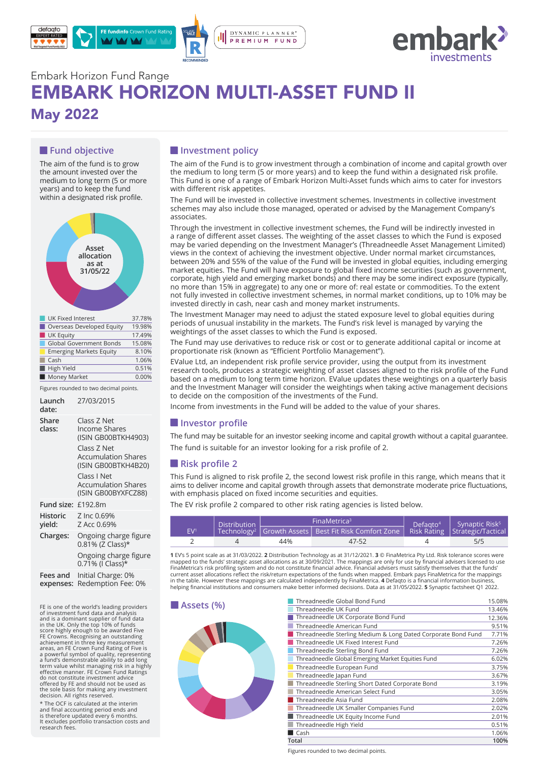Embark Horizon Fund Range

# EMBARK HORIZON MULTI-ASSET FUND II

## May 2022

## Fund objective

The aim of the fund is to grow the amount invested over the medium to long term (5 or more years) and to keep the fund within a designated risk profile.

Asset allocation as at 31/05/22

| Asset | % |
|---|---|
| UK Fixed Interest | 37.78% |
| Overseas Developed Equity | 19.98% |
| UK Equity | 17.49% |
| Global Government Bonds | 15.08% |
| Emerging Markets Equity | 8.10% |
| Cash | 1.06% |
| High Yield | 0.51% |
| Money Market | 0.00% |

Figures rounded to two decimal points.

| | |
|---|---|
| **Launch date:** | 27/03/2015 |
| **Share class:** | Class Z Net Income Shares (ISIN GB00BTKH4903)<br>Class Z Net Accumulation Shares (ISIN GB00BTKH4B20)<br>Class I Net Accumulation Shares (ISIN GB00BYXFCZ88) |
| **Fund size:** | £192.8m |
| **Historic yield:** | Z Inc 0.69%<br>Z Acc 0.69% |
| **Charges:** | Ongoing charge figure 0.81% (Z Class)*<br>Ongoing charge figure 0.71% (I Class)* |
| **Fees and expenses:** | Initial Charge: 0%<br>Redemption Fee: 0% |

FE is one of the world's leading providers of investment fund data and analysis and is a dominant supplier of fund data in the UK. Only the top 10% of funds score highly enough to be awarded Five FE Crowns. Recognising an outstanding achievement in three key measurement areas, an FE Crown Fund Rating of Five is a powerful symbol of quality, representing a fund's demonstrable ability to add long term value whilst managing risk in a highly effective manner. FE Crown Fund Ratings do not constitute investment advice offered by FE and should not be used as the sole basis for making any investment decision. All rights reserved.

* The OCF is calculated at the interim and final accounting period ends and is therefore updated every 6 months. It excludes portfolio transaction costs and research fees.

## Investment policy

The aim of the Fund is to grow investment through a combination of income and capital growth over the medium to long term (5 or more years) and to keep the fund within a designated risk profile. This Fund is one of a range of Embark Horizon Multi-Asset funds which aims to cater for investors with different risk appetites.

The Fund will be invested in collective investment schemes. Investments in collective investment schemes may also include those managed, operated or advised by the Management Company's associates.

Through the investment in collective investment schemes, the Fund will be indirectly invested in a range of different asset classes. The weighting of the asset classes to which the Fund is exposed may be varied depending on the Investment Manager's (Threadneedle Asset Management Limited) views in the context of achieving the investment objective. Under normal market circumstances, between 20% and 55% of the value of the Fund will be invested in global equities, including emerging market equities. The Fund will have exposure to global fixed income securities (such as government, corporate, high yield and emerging market bonds) and there may be some indirect exposure (typically, no more than 15% in aggregate) to any one or more of: real estate or commodities. To the extent not fully invested in collective investment schemes, in normal market conditions, up to 10% may be invested directly in cash, near cash and money market instruments.

The Investment Manager may need to adjust the stated exposure level to global equities during periods of unusual instability in the markets. The Fund's risk level is managed by varying the weightings of the asset classes to which the Fund is exposed.

The Fund may use derivatives to reduce risk or cost or to generate additional capital or income at proportionate risk (known as "Efficient Portfolio Management").

EValue Ltd, an independent risk profile service provider, using the output from its investment research tools, produces a strategic weighting of asset classes aligned to the risk profile of the Fund based on a medium to long term time horizon. EValue updates these weightings on a quarterly basis and the Investment Manager will consider the weightings when taking active management decisions to decide on the composition of the investments of the Fund.

Income from investments in the Fund will be added to the value of your shares.

## Investor profile

The fund may be suitable for an investor seeking income and capital growth without a capital guarantee.

The fund is suitable for an investor looking for a risk profile of 2.

## Risk profile 2

This Fund is aligned to risk profile 2, the second lowest risk profile in this range, which means that it aims to deliver income and capital growth through assets that demonstrate moderate price fluctuations, with emphasis placed on fixed income securities and equities.

The EV risk profile 2 compared to other risk rating agencies is listed below.

| EV[1] | Distribution Technology[2] | FinaMetrica[3] | | Defaqto[4] Risk Rating | Synaptic Risk[5] Strategic/Tactical |
|---|---|---|---|---|---|
| | | Growth Assets | Best Fit Risk Comfort Zone | | |
| 2 | 4 | 44% | 47-52 | 4 | 5/5 |

**1** EV's 5 point scale as at 31/03/2022. **2** Distribution Technology as at 31/12/2021. **3** © FinaMetrica Pty Ltd. Risk tolerance scores were mapped to the funds' strategic asset allocations as at 30/09/2021. The mappings are only for use by financial advisers licensed to use FinaMetrica's risk profiling system and do not constitute financial advice. Financial advisers must satisfy themselves that the funds' current asset allocations reflect the risk/return expectations of the funds when mapped. Embark pays FinaMetrica for the mappings in the table. However these mappings are calculated independently by FinaMetrica. **4** Defaqto is a financial information business, helping financial institutions and consumers make better informed decisions. Data as at 31/05/2022. **5** Synaptic factsheet Q1 2022.

## Assets (%)

| Asset | % |
|---|---|
| Threadneedle Global Bond Fund | 15.08% |
| Threadneedle UK Fund | 13.46% |
| Threadneedle UK Corporate Bond Fund | 12.36% |
| Threadneedle American Fund | 9.51% |
| Threadneedle Sterling Medium & Long Dated Corporate Bond Fund | 7.71% |
| Threadneedle UK Fixed Interest Fund | 7.26% |
| Threadneedle Sterling Bond Fund | 7.26% |
| Threadneedle Global Emerging Market Equities Fund | 6.02% |
| Threadneedle European Fund | 3.75% |
| Threadneedle Japan Fund | 3.67% |
| Threadneedle Sterling Short Dated Corporate Bond | 3.19% |
| Threadneedle American Select Fund | 3.05% |
| Threadneedle Asia Fund | 2.08% |
| Threadneedle UK Smaller Companies Fund | 2.02% |
| Threadneedle UK Equity Income Fund | 2.01% |
| Threadneedle High Yield | 0.51% |
| Cash | 1.06% |
| **Total** | **100%** |

Figures rounded to two decimal points.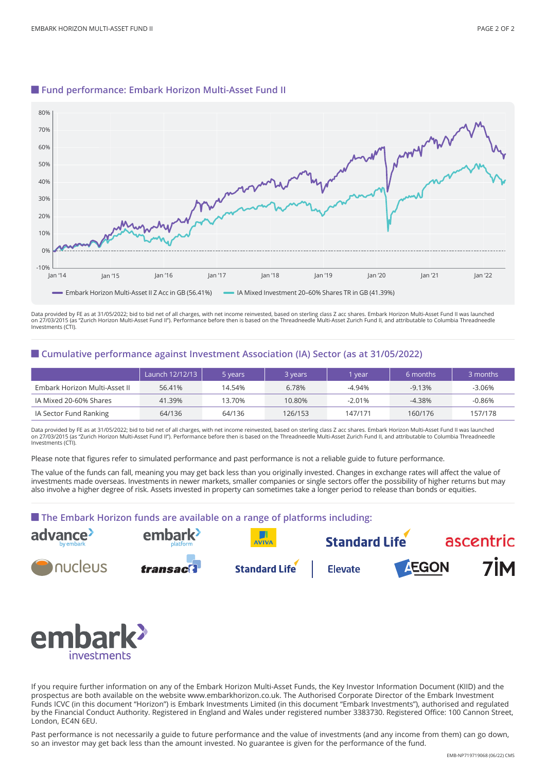## Fund performance: Embark Horizon Multi-Asset Fund II

80%
70%
60%
50%
40%
30%
20%
10%
0%
-10%

Jan '14 Jan '15 Jan '16 Jan '17 Jan '18 Jan '19 Jan '20 Jan '21 Jan '22

Embark Horizon Multi-Asset II Z Acc in GB (56.41%)
IA Mixed Investment 20–60% Shares TR in GB (41.39%)

Data provided by FE as at 31/05/2022; bid to bid net of all charges, with net income reinvested, based on sterling class Z acc shares. Embark Horizon Multi-Asset Fund II was launched on 27/03/2015 (as "Zurich Horizon Multi-Asset Fund II"). Performance before then is based on the Threadneedle Multi-Asset Zurich Fund II, and attributable to Columbia Threadneedle Investments (CTI).

## Cumulative performance against Investment Association (IA) Sector (as at 31/05/2022)

| | Launch 12/12/13 | 5 years | 3 years | 1 year | 6 months | 3 months |
|---|---|---|---|---|---|---|
| Embark Horizon Multi-Asset II | 56.41% | 14.54% | 6.78% | -4.94% | -9.13% | -3.06% |
| IA Mixed 20-60% Shares | 41.39% | 13.70% | 10.80% | -2.01% | -4.38% | -0.86% |
| IA Sector Fund Ranking | 64/136 | 64/136 | 126/153 | 147/171 | 160/176 | 157/178 |

Data provided by FE as at 31/05/2022; bid to bid net of all charges, with net income reinvested, based on sterling class Z acc shares. Embark Horizon Multi-Asset Fund II was launched on 27/03/2015 (as "Zurich Horizon Multi-Asset Fund II"). Performance before then is based on the Threadneedle Multi-Asset Zurich Fund II, and attributable to Columbia Threadneedle Investments (CTI).

Please note that figures refer to simulated performance and past performance is not a reliable guide to future performance.

The value of the funds can fall, meaning you may get back less than you originally invested. Changes in exchange rates will affect the value of investments made overseas. Investments in newer markets, smaller companies or single sectors offer the possibility of higher returns but may also involve a higher degree of risk. Assets invested in property can sometimes take a longer period to release than bonds or equities.

## The Embark Horizon funds are available on a range of platforms including:

advance by embark | embark platform | AVIVA | Standard Life | ascentric | nucleus | transact | Standard Life Elevate | AEGON | 7IM

embark investments

If you require further information on any of the Embark Horizon Multi-Asset Funds, the Key Investor Information Document (KIID) and the prospectus are both available on the website www.embarkhorizon.co.uk. The Authorised Corporate Director of the Embark Investment Funds ICVC (in this document "Horizon") is Embark Investments Limited (in this document "Embark Investments"), authorised and regulated by the Financial Conduct Authority. Registered in England and Wales under registered number 3383730. Registered Office: 100 Cannon Street, London, EC4N 6EU.

Past performance is not necessarily a guide to future performance and the value of investments (and any income from them) can go down, so an investor may get back less than the amount invested. No guarantee is given for the performance of the fund.

EMB-NP719719068 (06/22) CMS